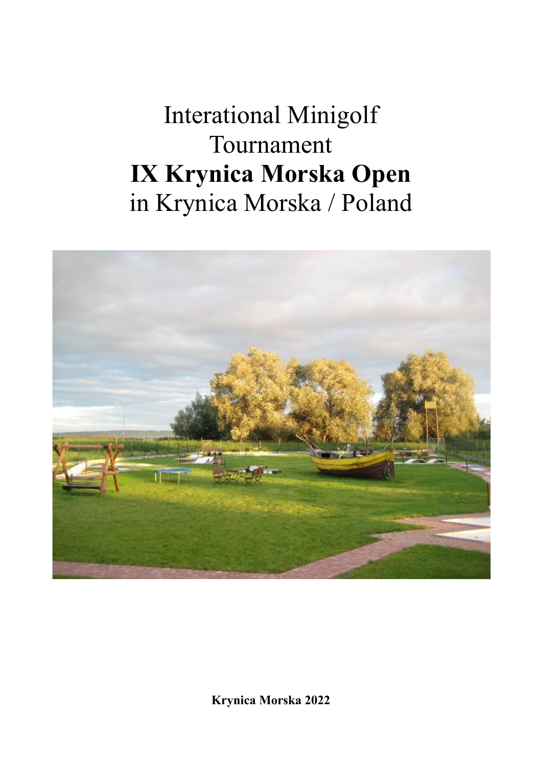# Interational Minigolf Tournament
# **IX Krynica Morska Open**
# in Krynica Morska / Poland

**Krynica Morska 2022**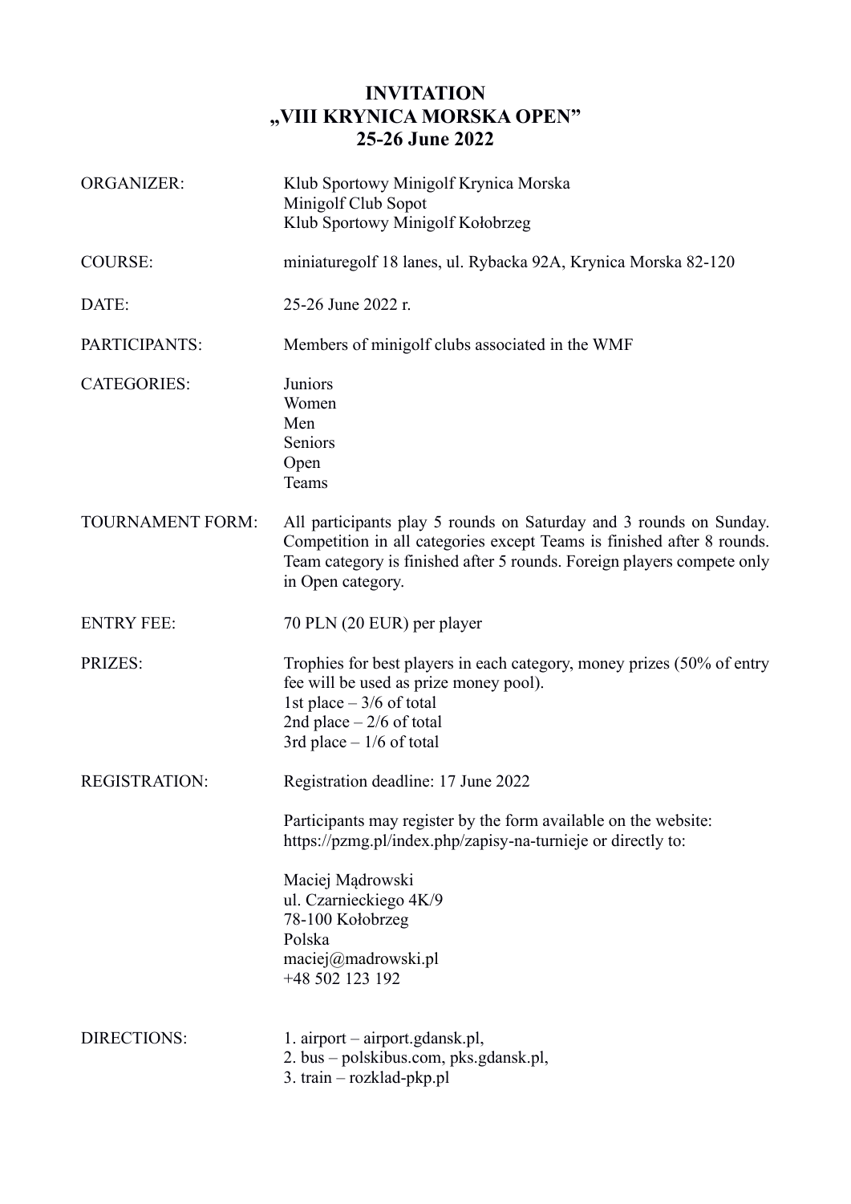# INVITATION
# „VIII KRYNICA MORSKA OPEN"
# 25-26 June 2022

| | |
|---|---|
| ORGANIZER: | Klub Sportowy Minigolf Krynica Morska<br>Minigolf Club Sopot<br>Klub Sportowy Minigolf Kołobrzeg |
| COURSE: | miniaturegolf 18 lanes, ul. Rybacka 92A, Krynica Morska 82-120 |
| DATE: | 25-26 June 2022 r. |
| PARTICIPANTS: | Members of minigolf clubs associated in the WMF |
| CATEGORIES: | Juniors<br>Women<br>Men<br>Seniors<br>Open<br>Teams |
| TOURNAMENT FORM: | All participants play 5 rounds on Saturday and 3 rounds on Sunday. Competition in all categories except Teams is finished after 8 rounds. Team category is finished after 5 rounds. Foreign players compete only in Open category. |
| ENTRY FEE: | 70 PLN (20 EUR) per player |
| PRIZES: | Trophies for best players in each category, money prizes (50% of entry fee will be used as prize money pool).<br>1st place – 3/6 of total<br>2nd place – 2/6 of total<br>3rd place – 1/6 of total |
| REGISTRATION: | Registration deadline: 17 June 2022<br><br>Participants may register by the form available on the website: https://pzmg.pl/index.php/zapisy-na-turnieje or directly to:<br><br>Maciej Mądrowski<br>ul. Czarnieckiego 4K/9<br>78-100 Kołobrzeg<br>Polska<br>maciej@madrowski.pl<br>+48 502 123 192 |
| DIRECTIONS: | 1. airport – airport.gdansk.pl,<br>2. bus – polskibus.com, pks.gdansk.pl,<br>3. train – rozklad-pkp.pl |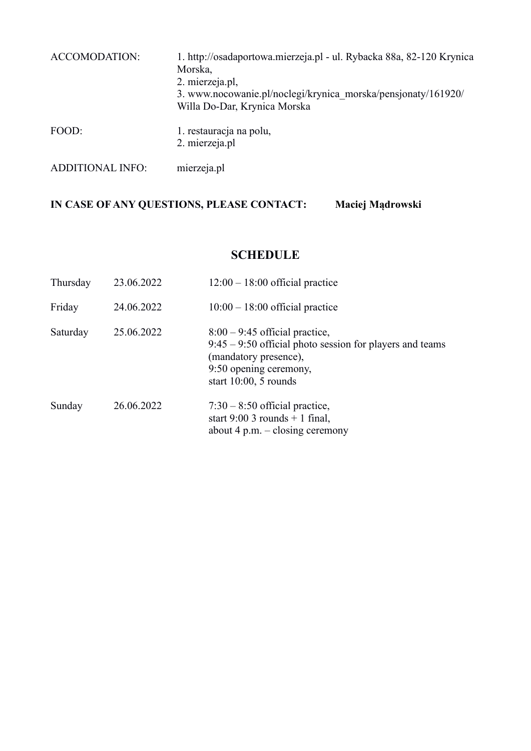| | |
|---|---|
| ACCOMODATION: | 1. http://osadaportowa.mierzeja.pl - ul. Rybacka 88a, 82-120 Krynica Morska,<br>2. mierzeja.pl,<br>3. www.nocowanie.pl/noclegi/krynica_morska/pensjonaty/161920/ Willa Do-Dar, Krynica Morska |
| FOOD: | 1. restauracja na polu,<br>2. mierzeja.pl |
| ADDITIONAL INFO: | mierzeja.pl |

**IN CASE OF ANY QUESTIONS, PLEASE CONTACT: Maciej Mądrowski**

## SCHEDULE

| | | |
|---|---|---|
| Thursday | 23.06.2022 | 12:00 – 18:00 official practice |
| Friday | 24.06.2022 | 10:00 – 18:00 official practice |
| Saturday | 25.06.2022 | 8:00 – 9:45 official practice,<br>9:45 – 9:50 official photo session for players and teams (mandatory presence),<br>9:50 opening ceremony,<br>start 10:00, 5 rounds |
| Sunday | 26.06.2022 | 7:30 – 8:50 official practice,<br>start 9:00 3 rounds + 1 final,<br>about 4 p.m. – closing ceremony |